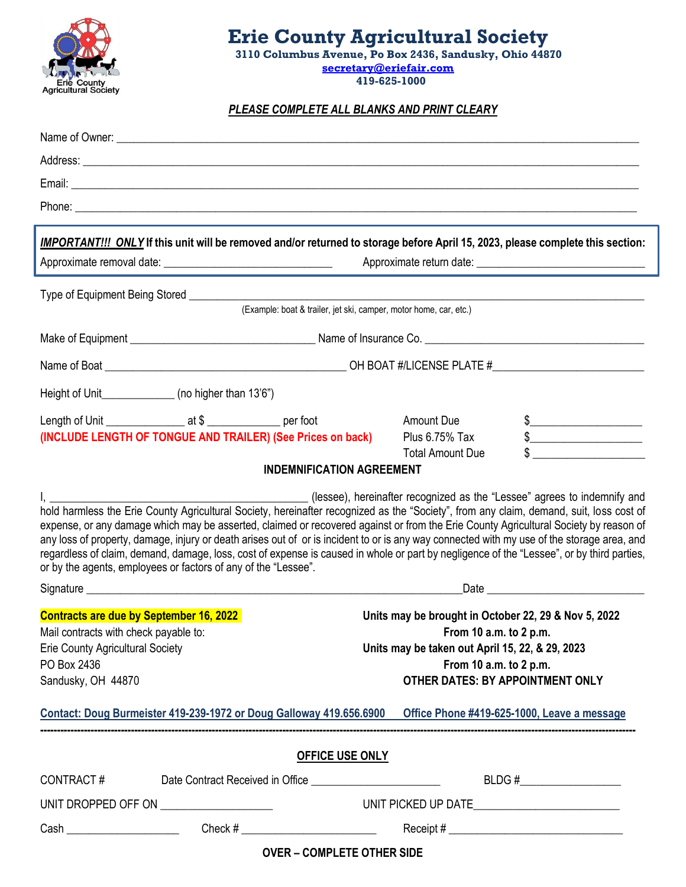# Erie County Agricultural Society

**3110 Columbus Avenue, Po Box 2436, Sandusky, Ohio 44870**
**secretary@eriefair.com**
**419-625-1000**

***PLEASE COMPLETE ALL BLANKS AND PRINT CLEARY***

Name of Owner: ______________________________________________

Address: ______________________________________________

Email: ______________________________________________

Phone: ______________________________________________

***IMPORTANT!!! ONLY*** **If this unit will be removed and/or returned to storage before April 15, 2023, please complete this section:**

Approximate removal date: ____________________ Approximate return date: ____________________

Type of Equipment Being Stored ______________________________________________
(Example: boat & trailer, jet ski, camper, motor home, car, etc.)

Make of Equipment ____________________ Name of Insurance Co. ____________________

Name of Boat ____________________ OH BOAT #/LICENSE PLATE #____________________

Height of Unit__________ (no higher than 13'6")

Length of Unit __________ at $ __________ per foot

**(INCLUDE LENGTH OF TONGUE AND TRAILER) (See Prices on back)**

Amount Due $__________

Plus 6.75% Tax $__________

Total Amount Due $__________

## INDEMNIFICATION AGREEMENT

I, ______________________________ (lessee), hereinafter recognized as the "Lessee" agrees to indemnify and hold harmless the Erie County Agricultural Society, hereinafter recognized as the "Society", from any claim, demand, suit, loss cost of expense, or any damage which may be asserted, claimed or recovered against or from the Erie County Agricultural Society by reason of any loss of property, damage, injury or death arises out of or is incident to or is any way connected with my use of the storage area, and regardless of claim, demand, damage, loss, cost of expense is caused in whole or part by negligence of the "Lessee", or by third parties, or by the agents, employees or factors of any of the "Lessee".

Signature ______________________________ Date ____________________

**Contracts are due by September 16, 2022**

Mail contracts with check payable to:
Erie County Agricultural Society
PO Box 2436
Sandusky, OH 44870

**Units may be brought in October 22, 29 & Nov 5, 2022**
**From 10 a.m. to 2 p.m.**
**Units may be taken out April 15, 22, & 29, 2023**
**From 10 a.m. to 2 p.m.**
**OTHER DATES: BY APPOINTMENT ONLY**

**Contact: Doug Burmeister 419-239-1972 or Doug Galloway 419.656.6900 Office Phone #419-625-1000, Leave a message**

---

## OFFICE USE ONLY

CONTRACT # Date Contract Received in Office ____________________ BLDG #__________

UNIT DROPPED OFF ON ____________________ UNIT PICKED UP DATE____________________

Cash __________ Check # ____________________ Receipt # ____________________

**OVER – COMPLETE OTHER SIDE**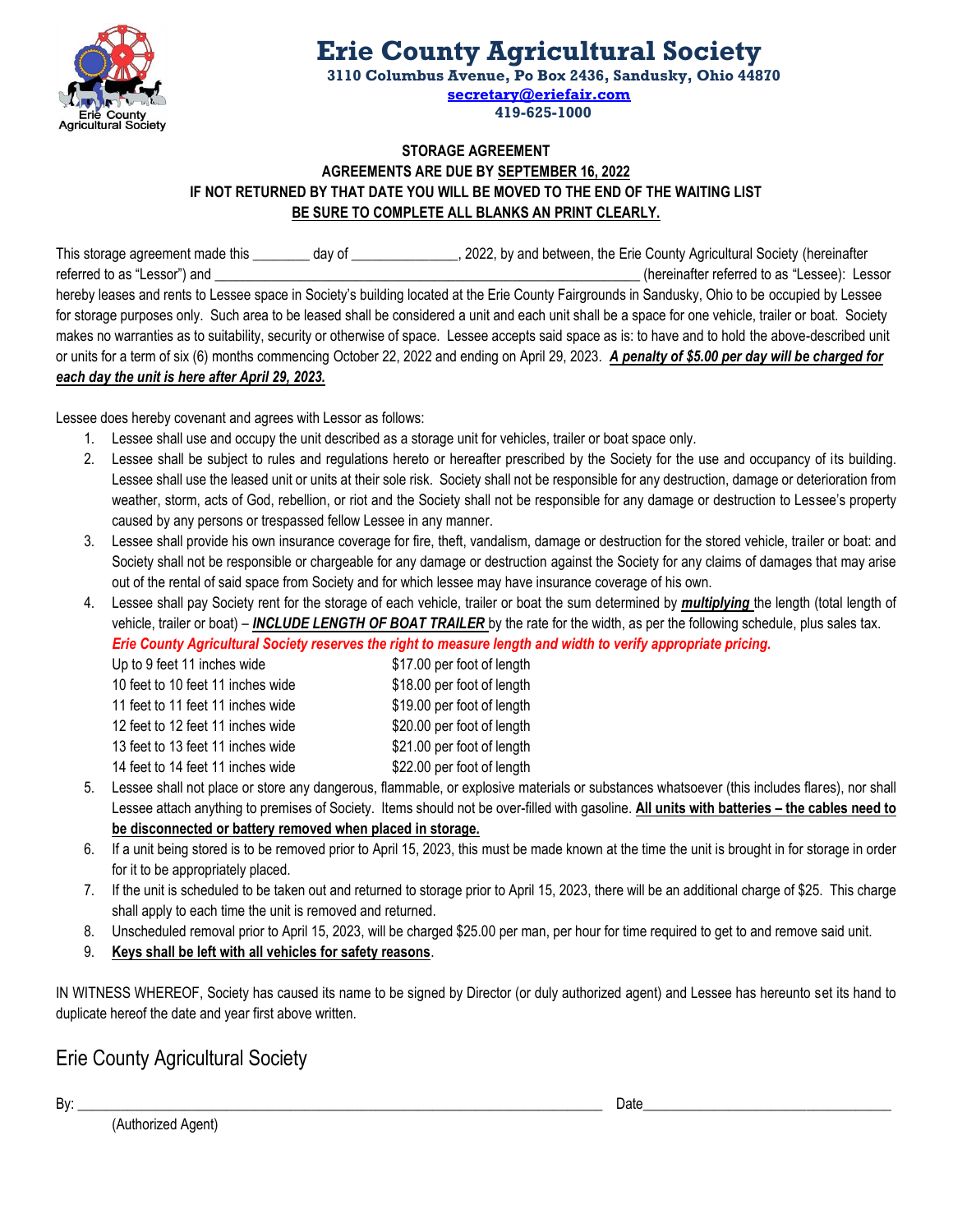# Erie County Agricultural Society

**3110 Columbus Avenue, Po Box 2436, Sandusky, Ohio 44870**

**secretary@eriefair.com**

**419-625-1000**

**STORAGE AGREEMENT**

**AGREEMENTS ARE DUE BY SEPTEMBER 16, 2022**

**IF NOT RETURNED BY THAT DATE YOU WILL BE MOVED TO THE END OF THE WAITING LIST**

**BE SURE TO COMPLETE ALL BLANKS AN PRINT CLEARLY.**

This storage agreement made this ________ day of _______________, 2022, by and between, the Erie County Agricultural Society (hereinafter referred to as "Lessor") and _______________________________________________________________ (hereinafter referred to as "Lessee): Lessor hereby leases and rents to Lessee space in Society's building located at the Erie County Fairgrounds in Sandusky, Ohio to be occupied by Lessee for storage purposes only. Such area to be leased shall be considered a unit and each unit shall be a space for one vehicle, trailer or boat. Society makes no warranties as to suitability, security or otherwise of space. Lessee accepts said space as is: to have and to hold the above-described unit or units for a term of six (6) months commencing October 22, 2022 and ending on April 29, 2023. ***A penalty of $5.00 per day will be charged for each day the unit is here after April 29, 2023.***

Lessee does hereby covenant and agrees with Lessor as follows:

1. Lessee shall use and occupy the unit described as a storage unit for vehicles, trailer or boat space only.
2. Lessee shall be subject to rules and regulations hereto or hereafter prescribed by the Society for the use and occupancy of its building. Lessee shall use the leased unit or units at their sole risk. Society shall not be responsible for any destruction, damage or deterioration from weather, storm, acts of God, rebellion, or riot and the Society shall not be responsible for any damage or destruction to Lessee's property caused by any persons or trespassed fellow Lessee in any manner.
3. Lessee shall provide his own insurance coverage for fire, theft, vandalism, damage or destruction for the stored vehicle, trailer or boat: and Society shall not be responsible or chargeable for any damage or destruction against the Society for any claims of damages that may arise out of the rental of said space from Society and for which lessee may have insurance coverage of his own.
4. Lessee shall pay Society rent for the storage of each vehicle, trailer or boat the sum determined by ***multiplying*** the length (total length of vehicle, trailer or boat) – ***INCLUDE LENGTH OF BOAT TRAILER*** by the rate for the width, as per the following schedule, plus sales tax. ***Erie County Agricultural Society reserves the right to measure length and width to verify appropriate pricing.***

   | | |
   |---|---|
   | Up to 9 feet 11 inches wide | $17.00 per foot of length |
   | 10 feet to 10 feet 11 inches wide | $18.00 per foot of length |
   | 11 feet to 11 feet 11 inches wide | $19.00 per foot of length |
   | 12 feet to 12 feet 11 inches wide | $20.00 per foot of length |
   | 13 feet to 13 feet 11 inches wide | $21.00 per foot of length |
   | 14 feet to 14 feet 11 inches wide | $22.00 per foot of length |

5. Lessee shall not place or store any dangerous, flammable, or explosive materials or substances whatsoever (this includes flares), nor shall Lessee attach anything to premises of Society. Items should not be over-filled with gasoline. **All units with batteries – the cables need to be disconnected or battery removed when placed in storage.**
6. If a unit being stored is to be removed prior to April 15, 2023, this must be made known at the time the unit is brought in for storage in order for it to be appropriately placed.
7. If the unit is scheduled to be taken out and returned to storage prior to April 15, 2023, there will be an additional charge of $25. This charge shall apply to each time the unit is removed and returned.
8. Unscheduled removal prior to April 15, 2023, will be charged $25.00 per man, per hour for time required to get to and remove said unit.
9. **Keys shall be left with all vehicles for safety reasons**.

IN WITNESS WHEREOF, Society has caused its name to be signed by Director (or duly authorized agent) and Lessee has hereunto set its hand to duplicate hereof the date and year first above written.

Erie County Agricultural Society

By: ___________________________________________________________________________ Date__________________________________

(Authorized Agent)